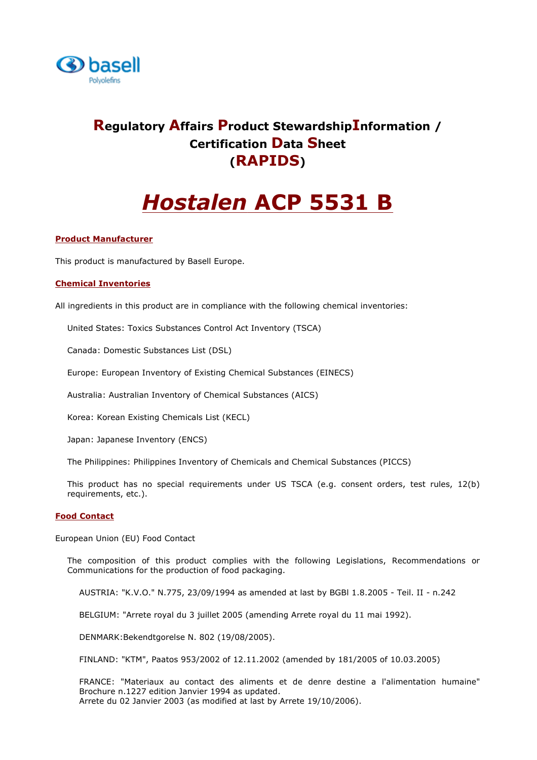# **R**egulatory **A**ffairs **P**roduct Stewardship**I**nformation / Certification **D**ata **S**heet (**RAPIDS**)

# ***Hostalen*** **ACP 5531 B**

## Product Manufacturer

This product is manufactured by Basell Europe.

## Chemical Inventories

All ingredients in this product are in compliance with the following chemical inventories:

United States: Toxics Substances Control Act Inventory (TSCA)

Canada: Domestic Substances List (DSL)

Europe: European Inventory of Existing Chemical Substances (EINECS)

Australia: Australian Inventory of Chemical Substances (AICS)

Korea: Korean Existing Chemicals List (KECL)

Japan: Japanese Inventory (ENCS)

The Philippines: Philippines Inventory of Chemicals and Chemical Substances (PICCS)

This product has no special requirements under US TSCA (e.g. consent orders, test rules, 12(b) requirements, etc.).

## Food Contact

European Union (EU) Food Contact

The composition of this product complies with the following Legislations, Recommendations or Communications for the production of food packaging.

AUSTRIA: "K.V.O." N.775, 23/09/1994 as amended at last by BGBl 1.8.2005 - Teil. II - n.242

BELGIUM: "Arrete royal du 3 juillet 2005 (amending Arrete royal du 11 mai 1992).

DENMARK:Bekendtgorelse N. 802 (19/08/2005).

FINLAND: "KTM", Paatos 953/2002 of 12.11.2002 (amended by 181/2005 of 10.03.2005)

FRANCE: "Materiaux au contact des aliments et de denre destine a l'alimentation humaine" Brochure n.1227 edition Janvier 1994 as updated.
Arrete du 02 Janvier 2003 (as modified at last by Arrete 19/10/2006).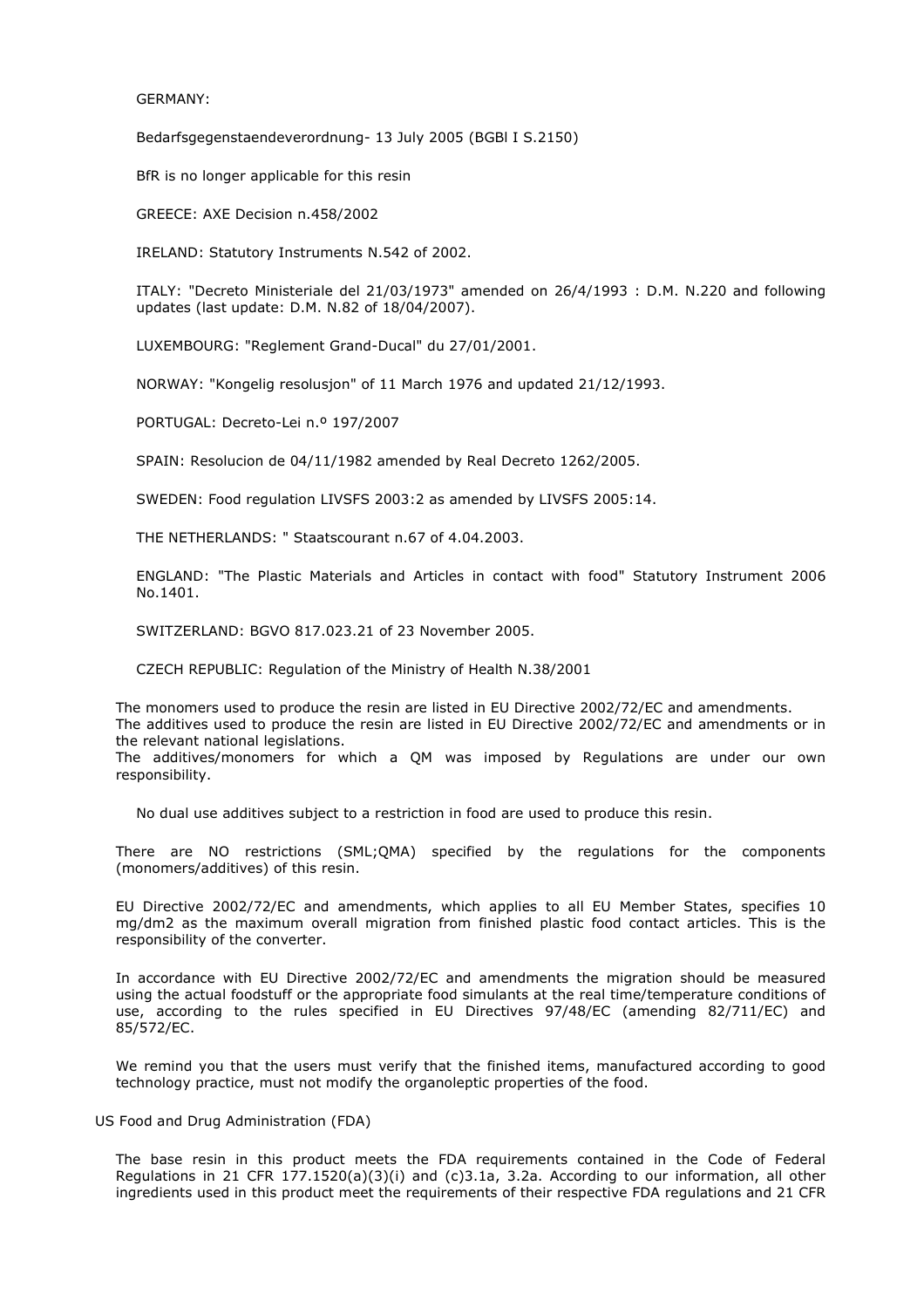GERMANY:

Bedarfsgegenstaendeverordnung- 13 July 2005 (BGBl I S.2150)

BfR is no longer applicable for this resin

GREECE: AXE Decision n.458/2002

IRELAND: Statutory Instruments N.542 of 2002.

ITALY: "Decreto Ministeriale del 21/03/1973" amended on 26/4/1993 : D.M. N.220 and following updates (last update: D.M. N.82 of 18/04/2007).

LUXEMBOURG: "Reglement Grand-Ducal" du 27/01/2001.

NORWAY: "Kongelig resolusjon" of 11 March 1976 and updated 21/12/1993.

PORTUGAL: Decreto-Lei n.º 197/2007

SPAIN: Resolucion de 04/11/1982 amended by Real Decreto 1262/2005.

SWEDEN: Food regulation LIVSFS 2003:2 as amended by LIVSFS 2005:14.

THE NETHERLANDS: " Staatscourant n.67 of 4.04.2003.

ENGLAND: "The Plastic Materials and Articles in contact with food" Statutory Instrument 2006 No.1401.

SWITZERLAND: BGVO 817.023.21 of 23 November 2005.

CZECH REPUBLIC: Regulation of the Ministry of Health N.38/2001

The monomers used to produce the resin are listed in EU Directive 2002/72/EC and amendments.
The additives used to produce the resin are listed in EU Directive 2002/72/EC and amendments or in the relevant national legislations.
The additives/monomers for which a QM was imposed by Regulations are under our own responsibility.

No dual use additives subject to a restriction in food are used to produce this resin.

There are NO restrictions (SML;QMA) specified by the regulations for the components (monomers/additives) of this resin.

EU Directive 2002/72/EC and amendments, which applies to all EU Member States, specifies 10 mg/dm2 as the maximum overall migration from finished plastic food contact articles. This is the responsibility of the converter.

In accordance with EU Directive 2002/72/EC and amendments the migration should be measured using the actual foodstuff or the appropriate food simulants at the real time/temperature conditions of use, according to the rules specified in EU Directives 97/48/EC (amending 82/711/EC) and 85/572/EC.

We remind you that the users must verify that the finished items, manufactured according to good technology practice, must not modify the organoleptic properties of the food.

US Food and Drug Administration (FDA)

The base resin in this product meets the FDA requirements contained in the Code of Federal Regulations in 21 CFR 177.1520(a)(3)(i) and (c)3.1a, 3.2a. According to our information, all other ingredients used in this product meet the requirements of their respective FDA regulations and 21 CFR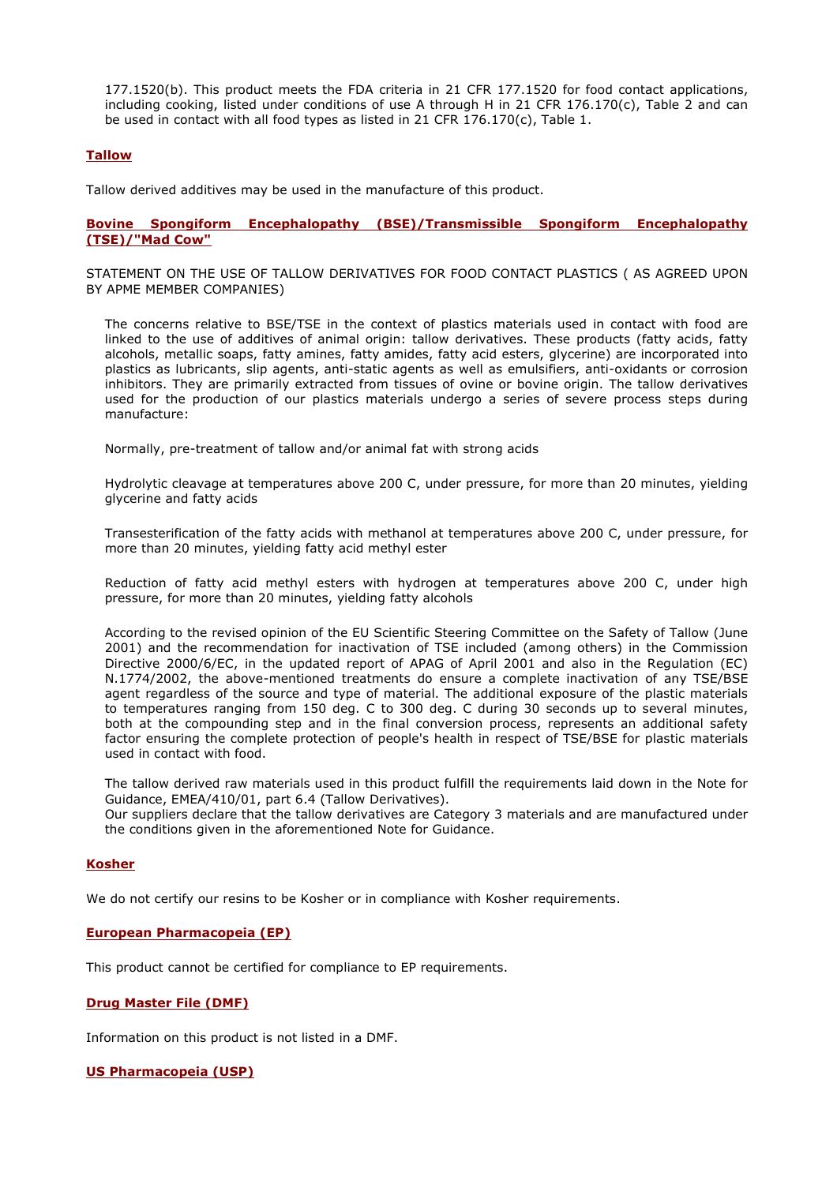177.1520(b). This product meets the FDA criteria in 21 CFR 177.1520 for food contact applications, including cooking, listed under conditions of use A through H in 21 CFR 176.170(c), Table 2 and can be used in contact with all food types as listed in 21 CFR 176.170(c), Table 1.

## Tallow

Tallow derived additives may be used in the manufacture of this product.

## Bovine Spongiform Encephalopathy (BSE)/Transmissible Spongiform Encephalopathy (TSE)/"Mad Cow"

STATEMENT ON THE USE OF TALLOW DERIVATIVES FOR FOOD CONTACT PLASTICS ( AS AGREED UPON BY APME MEMBER COMPANIES)

The concerns relative to BSE/TSE in the context of plastics materials used in contact with food are linked to the use of additives of animal origin: tallow derivatives. These products (fatty acids, fatty alcohols, metallic soaps, fatty amines, fatty amides, fatty acid esters, glycerine) are incorporated into plastics as lubricants, slip agents, anti-static agents as well as emulsifiers, anti-oxidants or corrosion inhibitors. They are primarily extracted from tissues of ovine or bovine origin. The tallow derivatives used for the production of our plastics materials undergo a series of severe process steps during manufacture:

Normally, pre-treatment of tallow and/or animal fat with strong acids

Hydrolytic cleavage at temperatures above 200 C, under pressure, for more than 20 minutes, yielding glycerine and fatty acids

Transesterification of the fatty acids with methanol at temperatures above 200 C, under pressure, for more than 20 minutes, yielding fatty acid methyl ester

Reduction of fatty acid methyl esters with hydrogen at temperatures above 200 C, under high pressure, for more than 20 minutes, yielding fatty alcohols

According to the revised opinion of the EU Scientific Steering Committee on the Safety of Tallow (June 2001) and the recommendation for inactivation of TSE included (among others) in the Commission Directive 2000/6/EC, in the updated report of APAG of April 2001 and also in the Regulation (EC) N.1774/2002, the above-mentioned treatments do ensure a complete inactivation of any TSE/BSE agent regardless of the source and type of material. The additional exposure of the plastic materials to temperatures ranging from 150 deg. C to 300 deg. C during 30 seconds up to several minutes, both at the compounding step and in the final conversion process, represents an additional safety factor ensuring the complete protection of people's health in respect of TSE/BSE for plastic materials used in contact with food.

The tallow derived raw materials used in this product fulfill the requirements laid down in the Note for Guidance, EMEA/410/01, part 6.4 (Tallow Derivatives).
Our suppliers declare that the tallow derivatives are Category 3 materials and are manufactured under the conditions given in the aforementioned Note for Guidance.

## Kosher

We do not certify our resins to be Kosher or in compliance with Kosher requirements.

## European Pharmacopeia (EP)

This product cannot be certified for compliance to EP requirements.

## Drug Master File (DMF)

Information on this product is not listed in a DMF.

## US Pharmacopeia (USP)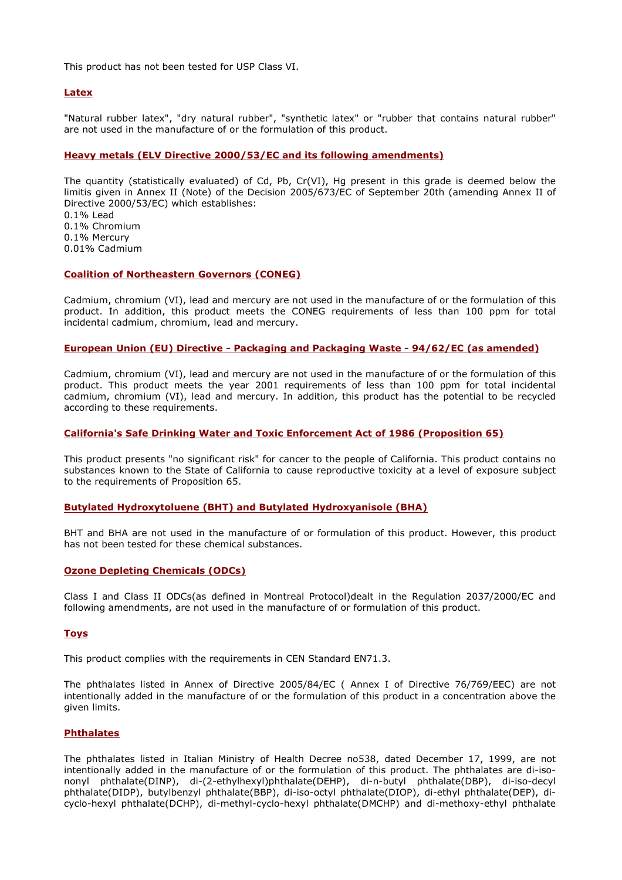This product has not been tested for USP Class VI.

## Latex

"Natural rubber latex", "dry natural rubber", "synthetic latex" or "rubber that contains natural rubber" are not used in the manufacture of or the formulation of this product.

## Heavy metals (ELV Directive 2000/53/EC and its following amendments)

The quantity (statistically evaluated) of Cd, Pb, Cr(VI), Hg present in this grade is deemed below the limitis given in Annex II (Note) of the Decision 2005/673/EC of September 20th (amending Annex II of Directive 2000/53/EC) which establishes:
0.1% Lead
0.1% Chromium
0.1% Mercury
0.01% Cadmium

## Coalition of Northeastern Governors (CONEG)

Cadmium, chromium (VI), lead and mercury are not used in the manufacture of or the formulation of this product. In addition, this product meets the CONEG requirements of less than 100 ppm for total incidental cadmium, chromium, lead and mercury.

## European Union (EU) Directive - Packaging and Packaging Waste - 94/62/EC (as amended)

Cadmium, chromium (VI), lead and mercury are not used in the manufacture of or the formulation of this product. This product meets the year 2001 requirements of less than 100 ppm for total incidental cadmium, chromium (VI), lead and mercury. In addition, this product has the potential to be recycled according to these requirements.

## California's Safe Drinking Water and Toxic Enforcement Act of 1986 (Proposition 65)

This product presents "no significant risk" for cancer to the people of California. This product contains no substances known to the State of California to cause reproductive toxicity at a level of exposure subject to the requirements of Proposition 65.

## Butylated Hydroxytoluene (BHT) and Butylated Hydroxyanisole (BHA)

BHT and BHA are not used in the manufacture of or formulation of this product. However, this product has not been tested for these chemical substances.

## Ozone Depleting Chemicals (ODCs)

Class I and Class II ODCs(as defined in Montreal Protocol)dealt in the Regulation 2037/2000/EC and following amendments, are not used in the manufacture of or formulation of this product.

## Toys

This product complies with the requirements in CEN Standard EN71.3.

The phthalates listed in Annex of Directive 2005/84/EC ( Annex I of Directive 76/769/EEC) are not intentionally added in the manufacture of or the formulation of this product in a concentration above the given limits.

## Phthalates

The phthalates listed in Italian Ministry of Health Decree no538, dated December 17, 1999, are not intentionally added in the manufacture of or the formulation of this product. The phthalates are di-iso-nonyl phthalate(DINP), di-(2-ethylhexyl)phthalate(DEHP), di-n-butyl phthalate(DBP), di-iso-decyl phthalate(DIDP), butylbenzyl phthalate(BBP), di-iso-octyl phthalate(DIOP), di-ethyl phthalate(DEP), di-cyclo-hexyl phthalate(DCHP), di-methyl-cyclo-hexyl phthalate(DMCHP) and di-methoxy-ethyl phthalate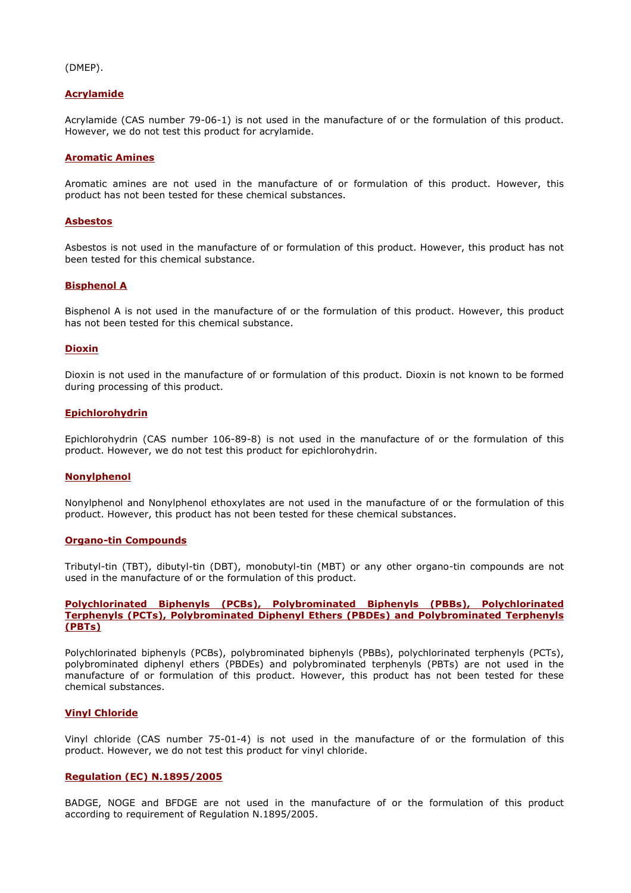(DMEP).

## Acrylamide

Acrylamide (CAS number 79-06-1) is not used in the manufacture of or the formulation of this product. However, we do not test this product for acrylamide.

## Aromatic Amines

Aromatic amines are not used in the manufacture of or formulation of this product. However, this product has not been tested for these chemical substances.

## Asbestos

Asbestos is not used in the manufacture of or formulation of this product. However, this product has not been tested for this chemical substance.

## Bisphenol A

Bisphenol A is not used in the manufacture of or the formulation of this product. However, this product has not been tested for this chemical substance.

## Dioxin

Dioxin is not used in the manufacture of or formulation of this product. Dioxin is not known to be formed during processing of this product.

## Epichlorohydrin

Epichlorohydrin (CAS number 106-89-8) is not used in the manufacture of or the formulation of this product. However, we do not test this product for epichlorohydrin.

## Nonylphenol

Nonylphenol and Nonylphenol ethoxylates are not used in the manufacture of or the formulation of this product. However, this product has not been tested for these chemical substances.

## Organo-tin Compounds

Tributyl-tin (TBT), dibutyl-tin (DBT), monobutyl-tin (MBT) or any other organo-tin compounds are not used in the manufacture of or the formulation of this product.

## Polychlorinated Biphenyls (PCBs), Polybrominated Biphenyls (PBBs), Polychlorinated Terphenyls (PCTs), Polybrominated Diphenyl Ethers (PBDEs) and Polybrominated Terphenyls (PBTs)

Polychlorinated biphenyls (PCBs), polybrominated biphenyls (PBBs), polychlorinated terphenyls (PCTs), polybrominated diphenyl ethers (PBDEs) and polybrominated terphenyls (PBTs) are not used in the manufacture of or formulation of this product. However, this product has not been tested for these chemical substances.

## Vinyl Chloride

Vinyl chloride (CAS number 75-01-4) is not used in the manufacture of or the formulation of this product. However, we do not test this product for vinyl chloride.

## Regulation (EC) N.1895/2005

BADGE, NOGE and BFDGE are not used in the manufacture of or the formulation of this product according to requirement of Regulation N.1895/2005.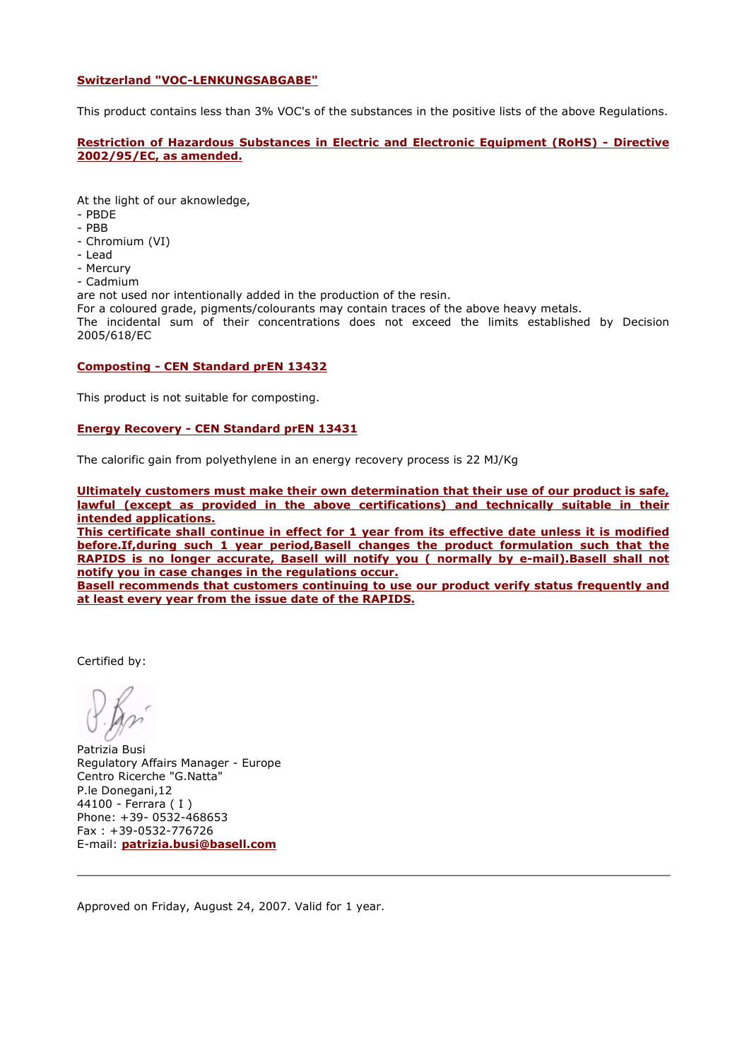**Switzerland "VOC-LENKUNGSABGABE"**

This product contains less than 3% VOC's of the substances in the positive lists of the above Regulations.

**Restriction of Hazardous Substances in Electric and Electronic Equipment (RoHS) - Directive 2002/95/EC, as amended.**

At the light of our aknowledge,
- PBDE
- PBB
- Chromium (VI)
- Lead
- Mercury
- Cadmium

are not used nor intentionally added in the production of the resin.
For a coloured grade, pigments/colourants may contain traces of the above heavy metals.
The incidental sum of their concentrations does not exceed the limits established by Decision 2005/618/EC

**Composting - CEN Standard prEN 13432**

This product is not suitable for composting.

**Energy Recovery - CEN Standard prEN 13431**

The calorific gain from polyethylene in an energy recovery process is 22 MJ/Kg

**Ultimately customers must make their own determination that their use of our product is safe, lawful (except as provided in the above certifications) and technically suitable in their intended applications.**
**This certificate shall continue in effect for 1 year from its effective date unless it is modified before.If,during such 1 year period,Basell changes the product formulation such that the RAPIDS is no longer accurate, Basell will notify you ( normally by e-mail).Basell shall not notify you in case changes in the regulations occur.**
**Basell recommends that customers continuing to use our product verify status frequently and at least every year from the issue date of the RAPIDS.**

Certified by:

Patrizia Busi
Regulatory Affairs Manager - Europe
Centro Ricerche "G.Natta"
P.le Donegani,12
44100 - Ferrara ( I )
Phone: +39- 0532-468653
Fax : +39-0532-776726
E-mail: **patrizia.busi@basell.com**

---

Approved on Friday, August 24, 2007. Valid for 1 year.